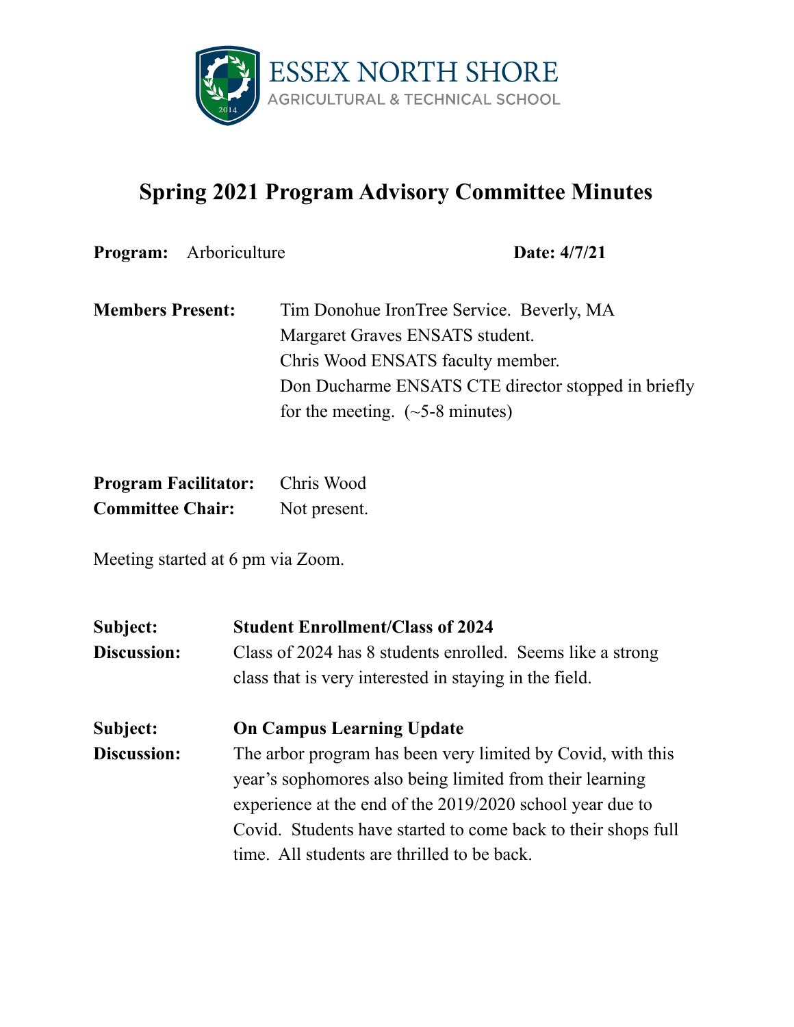ESSEX NORTH SHORE
AGRICULTURAL & TECHNICAL SCHOOL

# Spring 2021 Program Advisory Committee Minutes

**Program:** Arboriculture **Date: 4/7/21**

**Members Present:** Tim Donohue IronTree Service. Beverly, MA
Margaret Graves ENSATS student.
Chris Wood ENSATS faculty member.
Don Ducharme ENSATS CTE director stopped in briefly for the meeting. (~5-8 minutes)

**Program Facilitator:** Chris Wood
**Committee Chair:** Not present.

Meeting started at 6 pm via Zoom.

**Subject:** **Student Enrollment/Class of 2024**
**Discussion:** Class of 2024 has 8 students enrolled. Seems like a strong class that is very interested in staying in the field.

**Subject:** **On Campus Learning Update**
**Discussion:** The arbor program has been very limited by Covid, with this year's sophomores also being limited from their learning experience at the end of the 2019/2020 school year due to Covid. Students have started to come back to their shops full time. All students are thrilled to be back.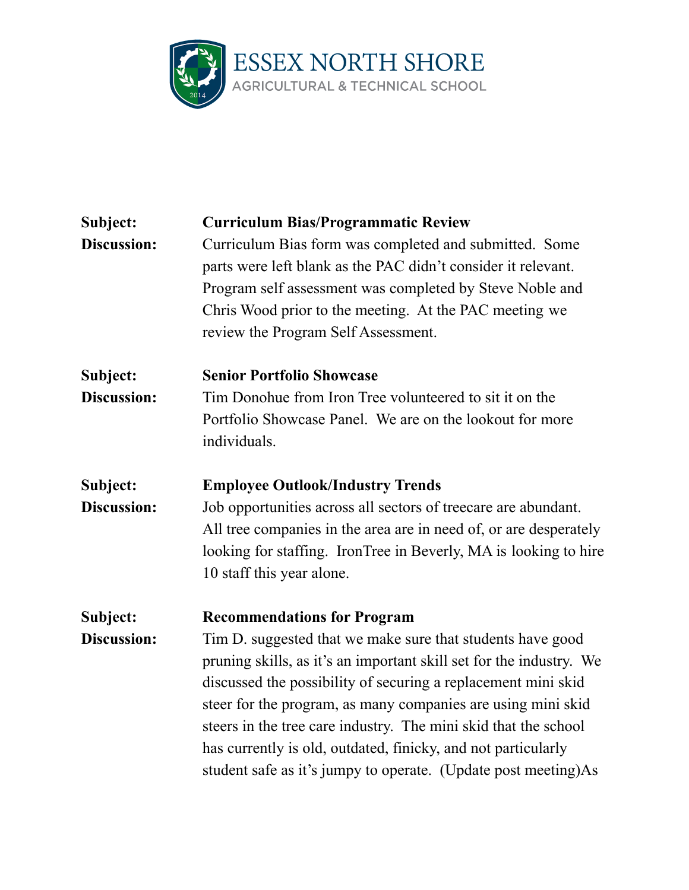**ESSEX NORTH SHORE**
AGRICULTURAL & TECHNICAL SCHOOL

**Subject:** **Curriculum Bias/Programmatic Review**

**Discussion:** Curriculum Bias form was completed and submitted. Some parts were left blank as the PAC didn't consider it relevant. Program self assessment was completed by Steve Noble and Chris Wood prior to the meeting. At the PAC meeting we review the Program Self Assessment.

**Subject:** **Senior Portfolio Showcase**

**Discussion:** Tim Donohue from Iron Tree volunteered to sit it on the Portfolio Showcase Panel. We are on the lookout for more individuals.

**Subject:** **Employee Outlook/Industry Trends**

**Discussion:** Job opportunities across all sectors of treecare are abundant. All tree companies in the area are in need of, or are desperately looking for staffing. IronTree in Beverly, MA is looking to hire 10 staff this year alone.

**Subject:** **Recommendations for Program**

**Discussion:** Tim D. suggested that we make sure that students have good pruning skills, as it's an important skill set for the industry. We discussed the possibility of securing a replacement mini skid steer for the program, as many companies are using mini skid steers in the tree care industry. The mini skid that the school has currently is old, outdated, finicky, and not particularly student safe as it's jumpy to operate. (Update post meeting)As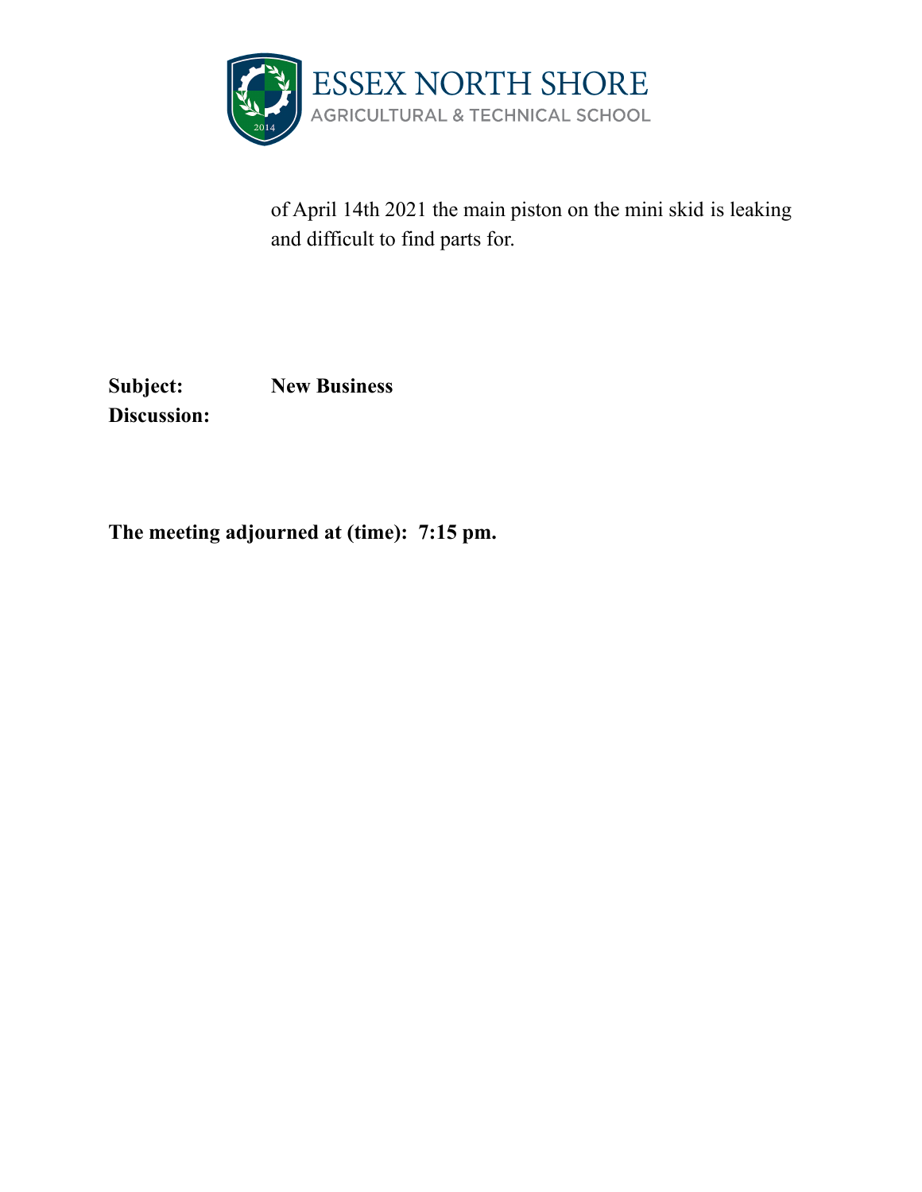of April 14th 2021 the main piston on the mini skid is leaking and difficult to find parts for.

**Subject:** **New Business**
**Discussion:**

**The meeting adjourned at (time): 7:15 pm.**